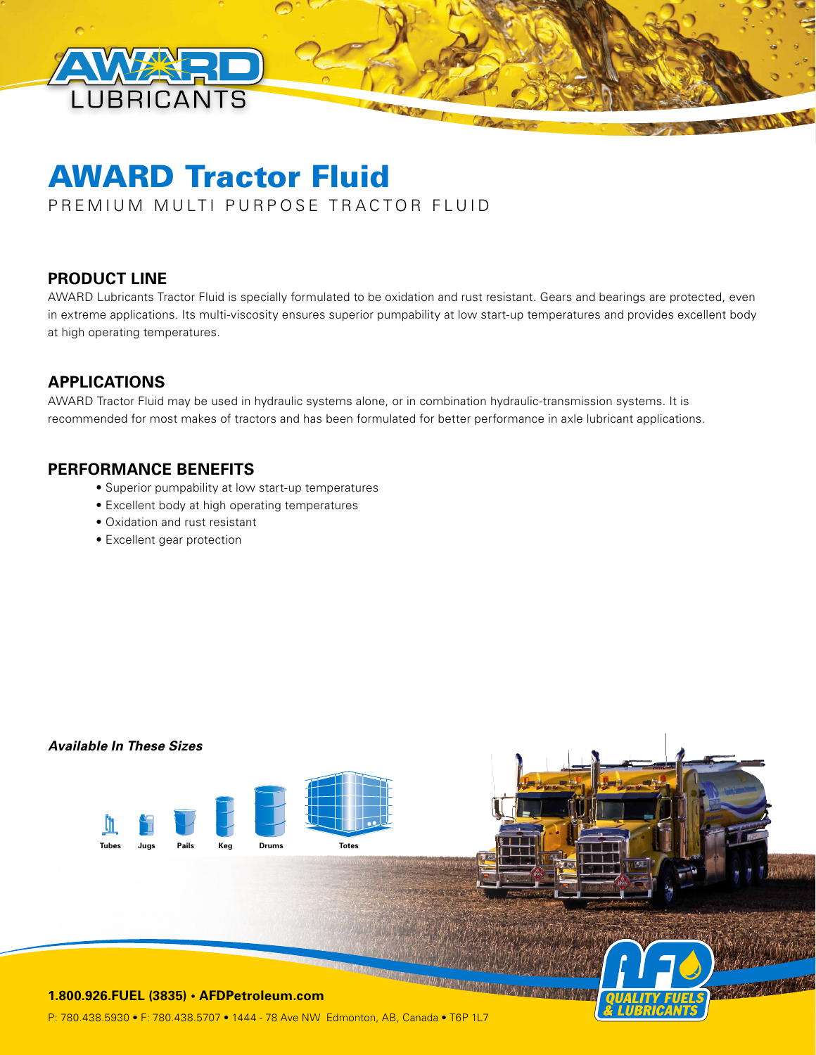# AWARD Tractor Fluid

PREMIUM MULTI PURPOSE TRACTOR FLUID

## PRODUCT LINE

AWARD Lubricants Tractor Fluid is specially formulated to be oxidation and rust resistant. Gears and bearings are protected, even in extreme applications. Its multi-viscosity ensures superior pumpability at low start-up temperatures and provides excellent body at high operating temperatures.

## APPLICATIONS

AWARD Tractor Fluid may be used in hydraulic systems alone, or in combination hydraulic-transmission systems. It is recommended for most makes of tractors and has been formulated for better performance in axle lubricant applications.

## PERFORMANCE BENEFITS

- Superior pumpability at low start-up temperatures
- Excellent body at high operating temperatures
- Oxidation and rust resistant
- Excellent gear protection

***Available In These Sizes***

Tubes, Jugs, Pails, Keg, Drums, Totes

**1.800.926.FUEL (3835) • AFDPetroleum.com**

P: 780.438.5930 • F: 780.438.5707 • 1444 - 78 Ave NW Edmonton, AB, Canada • T6P 1L7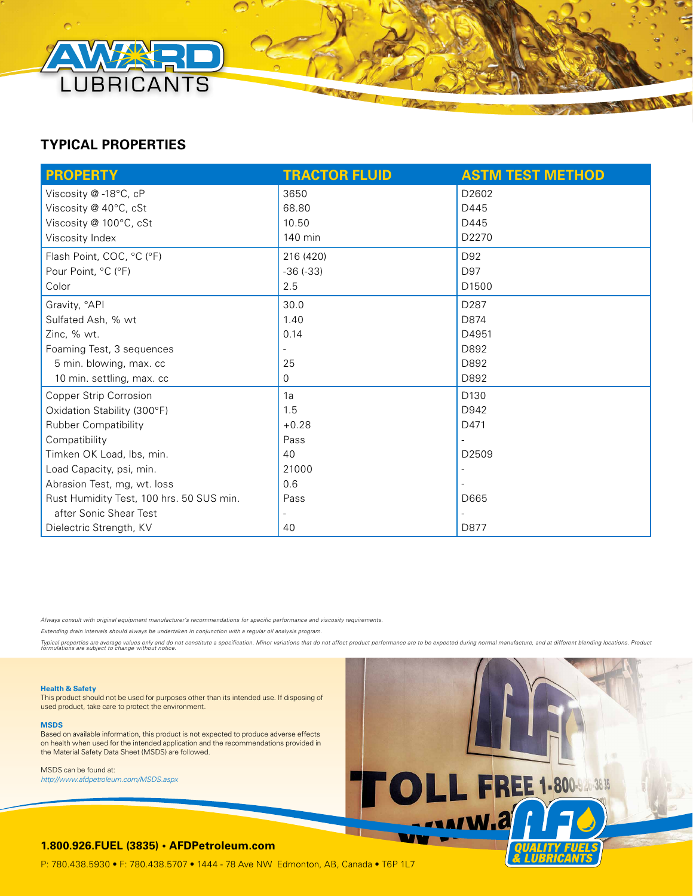## TYPICAL PROPERTIES

| PROPERTY | TRACTOR FLUID | ASTM TEST METHOD |
|---|---|---|
| Viscosity @ -18°C, cP | 3650 | D2602 |
| Viscosity @ 40°C, cSt | 68.80 | D445 |
| Viscosity @ 100°C, cSt | 10.50 | D445 |
| Viscosity Index | 140 min | D2270 |
| Flash Point, COC, °C (°F) | 216 (420) | D92 |
| Pour Point, °C (°F) | -36 (-33) | D97 |
| Color | 2.5 | D1500 |
| Gravity, °API | 30.0 | D287 |
| Sulfated Ash, % wt | 1.40 | D874 |
| Zinc, % wt. | 0.14 | D4951 |
| Foaming Test, 3 sequences | - | D892 |
| 5 min. blowing, max. cc | 25 | D892 |
| 10 min. settling, max. cc | 0 | D892 |
| Copper Strip Corrosion | 1a | D130 |
| Oxidation Stability (300°F) | 1.5 | D942 |
| Rubber Compatibility | +0.28 | D471 |
| Compatibility | Pass | - |
| Timken OK Load, lbs, min. | 40 | D2509 |
| Load Capacity, psi, min. | 21000 | - |
| Abrasion Test, mg, wt. loss | 0.6 | - |
| Rust Humidity Test, 100 hrs. 50 SUS min. | Pass | D665 |
| after Sonic Shear Test | - | - |
| Dielectric Strength, KV | 40 | D877 |

*Always consult with original equipment manufacturer's recommendations for specific performance and viscosity requirements.*

*Extending drain intervals should always be undertaken in conjunction with a regular oil analysis program.*

*Typical properties are average values only and do not constitute a specification. Minor variations that do not affect product performance are to be expected during normal manufacture, and at different blending locations. Product formulations are subject to change without notice.*

**Health & Safety**
This product should not be used for purposes other than its intended use. If disposing of used product, take care to protect the environment.

**MSDS**
Based on available information, this product is not expected to produce adverse effects on health when used for the intended application and the recommendations provided in the Material Safety Data Sheet (MSDS) are followed.

MSDS can be found at:
*http://www.afdpetroleum.com/MSDS.aspx*

**1.800.926.FUEL (3835) • AFDPetroleum.com**

P: 780.438.5930 • F: 780.438.5707 • 1444 - 78 Ave NW Edmonton, AB, Canada • T6P 1L7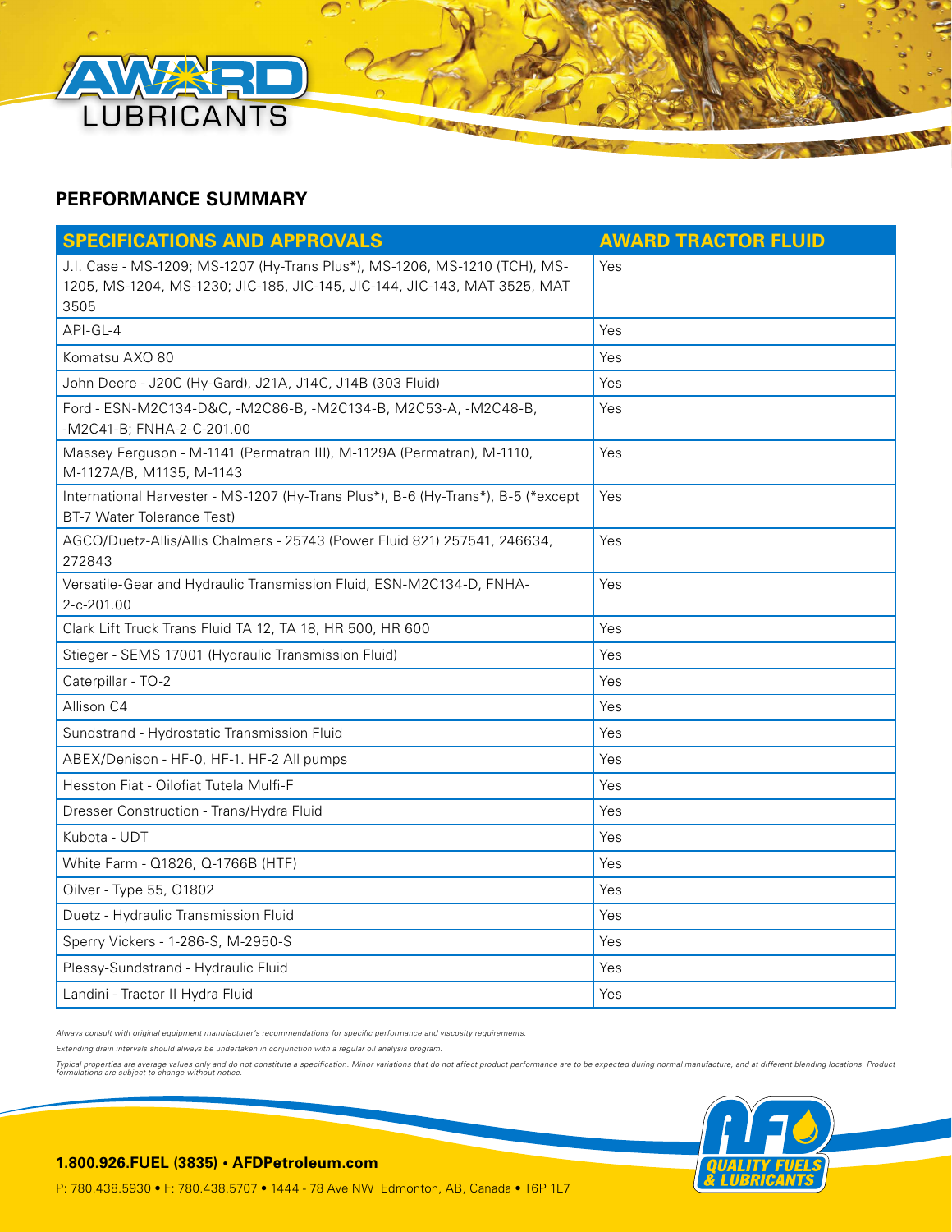## PERFORMANCE SUMMARY

| SPECIFICATIONS AND APPROVALS | AWARD TRACTOR FLUID |
|---|---|
| J.I. Case - MS-1209; MS-1207 (Hy-Trans Plus*), MS-1206, MS-1210 (TCH), MS-1205, MS-1204, MS-1230; JIC-185, JIC-145, JIC-144, JIC-143, MAT 3525, MAT 3505 | Yes |
| API-GL-4 | Yes |
| Komatsu AXO 80 | Yes |
| John Deere - J20C (Hy-Gard), J21A, J14C, J14B (303 Fluid) | Yes |
| Ford - ESN-M2C134-D&C, -M2C86-B, -M2C134-B, M2C53-A, -M2C48-B, -M2C41-B; FNHA-2-C-201.00 | Yes |
| Massey Ferguson - M-1141 (Permatran III), M-1129A (Permatran), M-1110, M-1127A/B, M1135, M-1143 | Yes |
| International Harvester - MS-1207 (Hy-Trans Plus*), B-6 (Hy-Trans*), B-5 (*except BT-7 Water Tolerance Test) | Yes |
| AGCO/Duetz-Allis/Allis Chalmers - 25743 (Power Fluid 821) 257541, 246634, 272843 | Yes |
| Versatile-Gear and Hydraulic Transmission Fluid, ESN-M2C134-D, FNHA-2-c-201.00 | Yes |
| Clark Lift Truck Trans Fluid TA 12, TA 18, HR 500, HR 600 | Yes |
| Stieger - SEMS 17001 (Hydraulic Transmission Fluid) | Yes |
| Caterpillar - TO-2 | Yes |
| Allison C4 | Yes |
| Sundstrand - Hydrostatic Transmission Fluid | Yes |
| ABEX/Denison - HF-0, HF-1. HF-2 All pumps | Yes |
| Hesston Fiat - Oilofiat Tutela Mulfi-F | Yes |
| Dresser Construction - Trans/Hydra Fluid | Yes |
| Kubota - UDT | Yes |
| White Farm - Q1826, Q-1766B (HTF) | Yes |
| Oilver - Type 55, Q1802 | Yes |
| Duetz - Hydraulic Transmission Fluid | Yes |
| Sperry Vickers - 1-286-S, M-2950-S | Yes |
| Plessy-Sundstrand - Hydraulic Fluid | Yes |
| Landini - Tractor II Hydra Fluid | Yes |

*Always consult with original equipment manufacturer's recommendations for specific performance and viscosity requirements.*

*Extending drain intervals should always be undertaken in conjunction with a regular oil analysis program.*

*Typical properties are average values only and do not constitute a specification. Minor variations that do not affect product performance are to be expected during normal manufacture, and at different blending locations. Product formulations are subject to change without notice.*

**1.800.926.FUEL (3835) • AFDPetroleum.com**

P: 780.438.5930 • F: 780.438.5707 • 1444 - 78 Ave NW Edmonton, AB, Canada • T6P 1L7